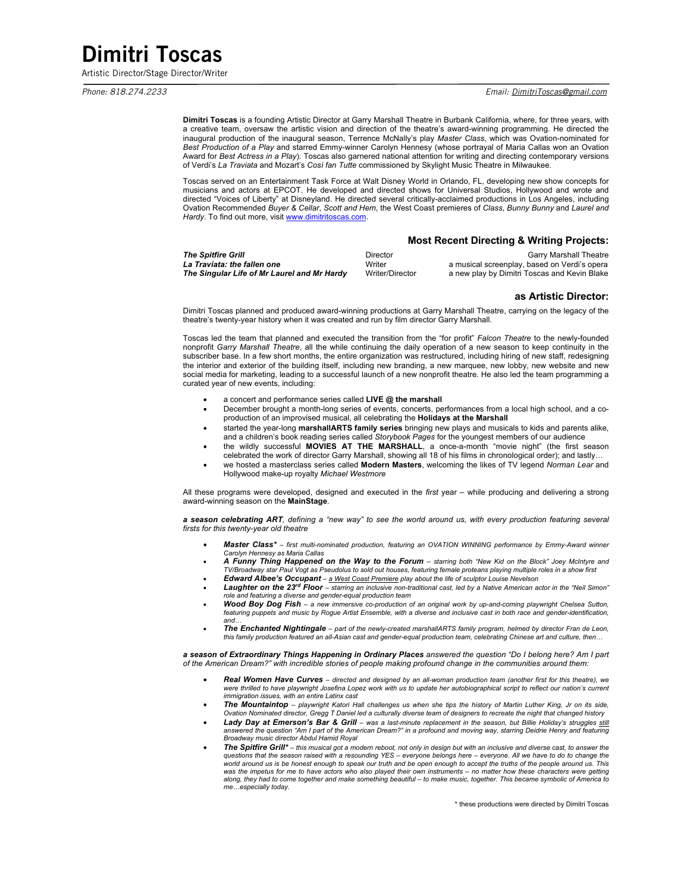# Dimitri Toscas

Artistic Director/Stage Director/Writer

*Phone: 818.274.2233* *Email: DimitriToscas@gmail.com*

**Dimitri Toscas** is a founding Artistic Director at Garry Marshall Theatre in Burbank California, where, for three years, with a creative team, oversaw the artistic vision and direction of the theatre's award-winning programming. He directed the inaugural production of the inaugural season, Terrence McNally's play *Master Class*, which was Ovation-nominated for *Best Production of a Play* and starred Emmy-winner Carolyn Hennesy (whose portrayal of Maria Callas won an Ovation Award for *Best Actress in a Play*). Toscas also garnered national attention for writing and directing contemporary versions of Verdi's *La Traviata* and Mozart's *Cosí fan Tutte* commissioned by Skylight Music Theatre in Milwaukee.

Toscas served on an Entertainment Task Force at Walt Disney World in Orlando, FL, developing new show concepts for musicians and actors at EPCOT. He developed and directed shows for Universal Studios, Hollywood and wrote and directed "Voices of Liberty" at Disneyland. He directed several critically-acclaimed productions in Los Angeles, including Ovation Recommended *Buyer & Cellar*, *Scott and Hem*, the West Coast premieres of *Class*, *Bunny Bunny* and *Laurel and Hardy*. To find out more, visit www.dimitritoscas.com.

## Most Recent Directing & Writing Projects:

| | | |
|---|---|---|
| ***The Spitfire Grill*** | Director | Garry Marshall Theatre |
| ***La Traviata: the fallen one*** | Writer | a musical screenplay, based on Verdi's opera |
| ***The Singular Life of Mr Laurel and Mr Hardy*** | Writer/Director | a new play by Dimitri Toscas and Kevin Blake |

## as Artistic Director:

Dimitri Toscas planned and produced award-winning productions at Garry Marshall Theatre, carrying on the legacy of the theatre's twenty-year history when it was created and run by film director Garry Marshall.

Toscas led the team that planned and executed the transition from the "for profit" *Falcon Theatre* to the newly-founded nonprofit *Garry Marshall Theatre*, all the while continuing the daily operation of a new season to keep continuity in the subscriber base. In a few short months, the entire organization was restructured, including hiring of new staff, redesigning the interior and exterior of the building itself, including new branding, a new marquee, new lobby, new website and new social media for marketing, leading to a successful launch of a new nonprofit theatre. He also led the team programming a curated year of new events, including:

- a concert and performance series called **LIVE @ the marshall**
- December brought a month-long series of events, concerts, performances from a local high school, and a co-production of an improvised musical, all celebrating the **Holidays at the Marshall**
- started the year-long **marshallARTS family series** bringing new plays and musicals to kids and parents alike, and a children's book reading series called *Storybook Pages* for the youngest members of our audience
- the wildly successful **MOVIES AT THE MARSHALL**, a once-a-month "movie night" (the first season celebrated the work of director Garry Marshall, showing all 18 of his films in chronological order); and lastly…
- we hosted a masterclass series called **Modern Masters**, welcoming the likes of TV legend *Norman Lear* and Hollywood make-up royalty *Michael Westmore*

All these programs were developed, designed and executed in the *first* year – while producing and delivering a strong award-winning season on the **MainStage**.

***a season celebrating ART**, defining a "new way" to see the world around us, with every production featuring several firsts for this twenty-year old theatre*

- ***Master Class\**** – *first multi-nominated production, featuring an OVATION WINNING performance by Emmy-Award winner Carolyn Hennesy as Maria Callas*
- ***A Funny Thing Happened on the Way to the Forum*** – *starring both "New Kid on the Block" Joey McIntyre and TV/Broadway star Paul Vogt as Pseudolus to sold out houses, featuring female proteans playing multiple roles in a show first*
- ***Edward Albee's Occupant*** – *a West Coast Premiere play about the life of sculptor Louise Nevelson*
- ***Laughter on the 23rd Floor*** – *starring an inclusive non-traditional cast, led by a Native American actor in the "Neil Simon" role and featuring a diverse and gender-equal production team*
- ***Wood Boy Dog Fish*** – *a new immersive co-production of an original work by up-and-coming playwright Chelsea Sutton, featuring puppets and music by Rogue Artist Ensemble, with a diverse and inclusive cast in both race and gender-identification, and…*
- ***The Enchanted Nightingale*** – *part of the newly-created marshallARTS family program, helmed by director Fran de Leon, this family production featured an all-Asian cast and gender-equal production team, celebrating Chinese art and culture, then…*

***a season of Extraordinary Things Happening in Ordinary Places** answered the question "Do I belong here? Am I part of the American Dream?" with incredible stories of people making profound change in the communities around them:*

- ***Real Women Have Curves*** – *directed and designed by an all-woman production team (another first for this theatre), we were thrilled to have playwright Josefina Lopez work with us to update her autobiographical script to reflect our nation's current immigration issues, with an entire Latinx cast*
- ***The Mountaintop*** – *playwright Katori Hall challenges us when she tips the history of Martin Luther King, Jr on its side, Ovation Nominated director, Gregg T Daniel led a culturally diverse team of designers to recreate the night that changed history*
- ***Lady Day at Emerson's Bar & Grill*** – *was a last-minute replacement in the season, but Billie Holiday's struggles still answered the question "Am I part of the American Dream?" in a profound and moving way, starring Deidrie Henry and featuring Broadway music director Abdul Hamid Royal*
- ***The Spitfire Grill\**** – *this musical got a modern reboot, not only in design but with an inclusive and diverse cast, to answer the questions that the season raised with a resounding YES – everyone belongs here – everyone. All we have to do to change the world around us is be honest enough to speak our truth and be open enough to accept the truths of the people around us. This was the impetus for me to have actors who also played their own instruments – no matter how these characters were getting along, they had to come together and make something beautiful – to make music, together. This became symbolic of America to me…especially today.*

\* these productions were directed by Dimitri Toscas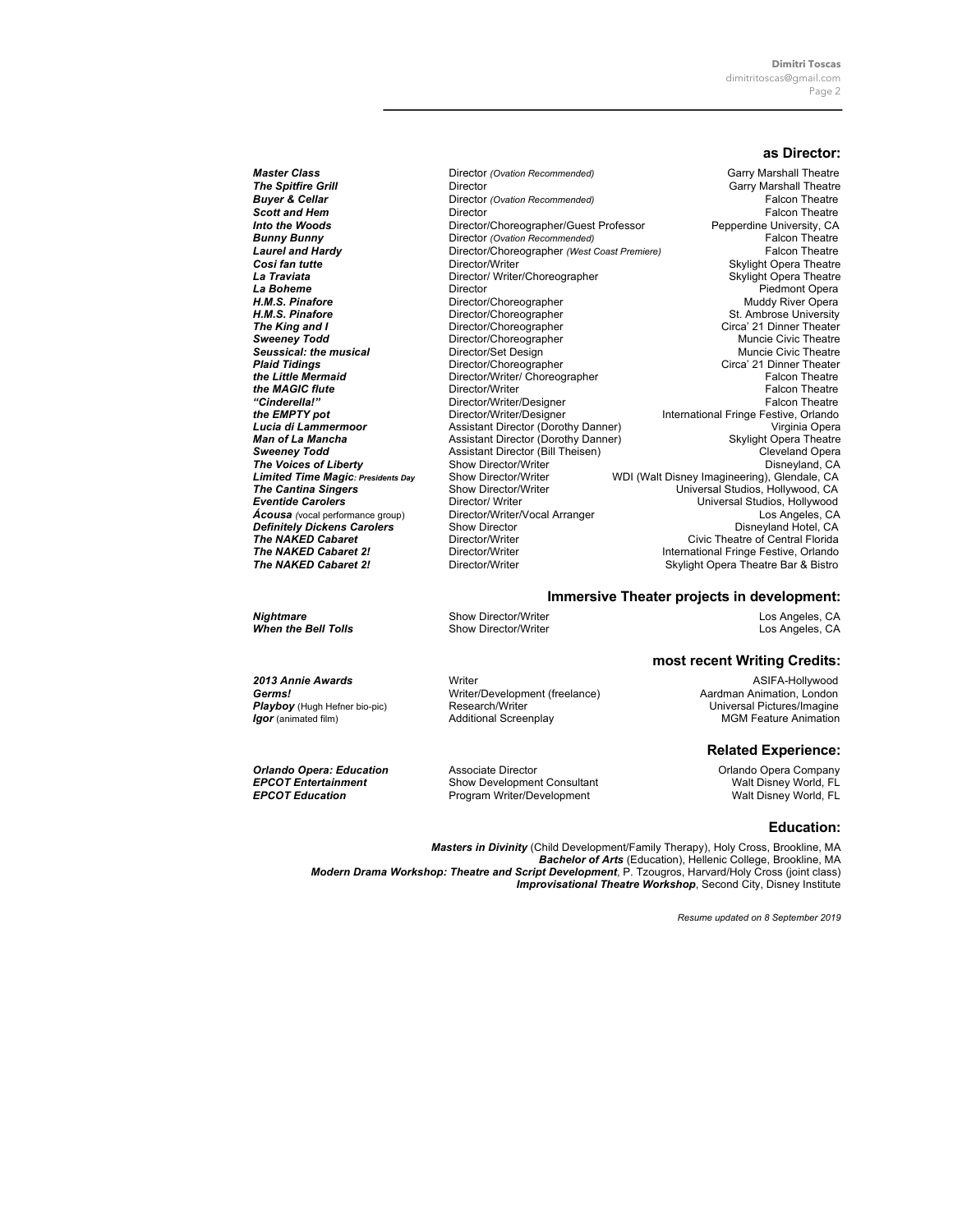## as Director:

| | | |
|---|---|---|
| ***Master Class*** | Director *(Ovation Recommended)* | Garry Marshall Theatre |
| ***The Spitfire Grill*** | Director | Garry Marshall Theatre |
| ***Buyer & Cellar*** | Director *(Ovation Recommended)* | Falcon Theatre |
| ***Scott and Hem*** | Director | Falcon Theatre |
| ***Into the Woods*** | Director/Choreographer/Guest Professor | Pepperdine University, CA |
| ***Bunny Bunny*** | Director *(Ovation Recommended)* | Falcon Theatre |
| ***Laurel and Hardy*** | Director/Choreographer *(West Coast Premiere)* | Falcon Theatre |
| ***Cosi fan tutte*** | Director/Writer | Skylight Opera Theatre |
| ***La Traviata*** | Director/ Writer/Choreographer | Skylight Opera Theatre |
| ***La Boheme*** | Director | Piedmont Opera |
| ***H.M.S. Pinafore*** | Director/Choreographer | Muddy River Opera |
| ***H.M.S. Pinafore*** | Director/Choreographer | St. Ambrose University |
| ***The King and I*** | Director/Choreographer | Circa' 21 Dinner Theater |
| ***Sweeney Todd*** | Director/Choreographer | Muncie Civic Theatre |
| ***Seussical: the musical*** | Director/Set Design | Muncie Civic Theatre |
| ***Plaid Tidings*** | Director/Choreographer | Circa' 21 Dinner Theater |
| ***the Little Mermaid*** | Director/Writer/ Choreographer | Falcon Theatre |
| ***the MAGIC flute*** | Director/Writer | Falcon Theatre |
| ***"Cinderella!"*** | Director/Writer/Designer | Falcon Theatre |
| ***the EMPTY pot*** | Director/Writer/Designer | International Fringe Festive, Orlando |
| ***Lucia di Lammermoor*** | Assistant Director (Dorothy Danner) | Virginia Opera |
| ***Man of La Mancha*** | Assistant Director (Dorothy Danner) | Skylight Opera Theatre |
| ***Sweeney Todd*** | Assistant Director (Bill Theisen) | Cleveland Opera |
| ***The Voices of Liberty*** | Show Director/Writer | Disneyland, CA |
| ***Limited Time Magic: Presidents Day*** | Show Director/Writer | WDI (Walt Disney Imagineering), Glendale, CA |
| ***The Cantina Singers*** | Show Director/Writer | Universal Studios, Hollywood, CA |
| ***Eventide Carolers*** | Director/ Writer | Universal Studios, Hollywood |
| ***Ácousa*** (vocal performance group) | Director/Writer/Vocal Arranger | Los Angeles, CA |
| ***Definitely Dickens Carolers*** | Show Director | Disneyland Hotel, CA |
| ***The NAKED Cabaret*** | Director/Writer | Civic Theatre of Central Florida |
| ***The NAKED Cabaret 2!*** | Director/Writer | International Fringe Festive, Orlando |
| ***The NAKED Cabaret 2!*** | Director/Writer | Skylight Opera Theatre Bar & Bistro |

## Immersive Theater projects in development:

| | | |
|---|---|---|
| ***Nightmare*** | Show Director/Writer | Los Angeles, CA |
| ***When the Bell Tolls*** | Show Director/Writer | Los Angeles, CA |

## most recent Writing Credits:

| | | |
|---|---|---|
| ***2013 Annie Awards*** | Writer | ASIFA-Hollywood |
| ***Germs!*** | Writer/Development (freelance) | Aardman Animation, London |
| ***Playboy*** (Hugh Hefner bio-pic) | Research/Writer | Universal Pictures/Imagine |
| ***Igor*** (animated film) | Additional Screenplay | MGM Feature Animation |

## Related Experience:

| | | |
|---|---|---|
| ***Orlando Opera: Education*** | Associate Director | Orlando Opera Company |
| ***EPCOT Entertainment*** | Show Development Consultant | Walt Disney World, FL |
| ***EPCOT Education*** | Program Writer/Development | Walt Disney World, FL |

## Education:

***Masters in Divinity*** (Child Development/Family Therapy), Holy Cross, Brookline, MA
***Bachelor of Arts*** (Education), Hellenic College, Brookline, MA
***Modern Drama Workshop: Theatre and Script Development***, P. Tzougros, Harvard/Holy Cross (joint class)
***Improvisational Theatre Workshop***, Second City, Disney Institute

*Resume updated on 8 September 2019*